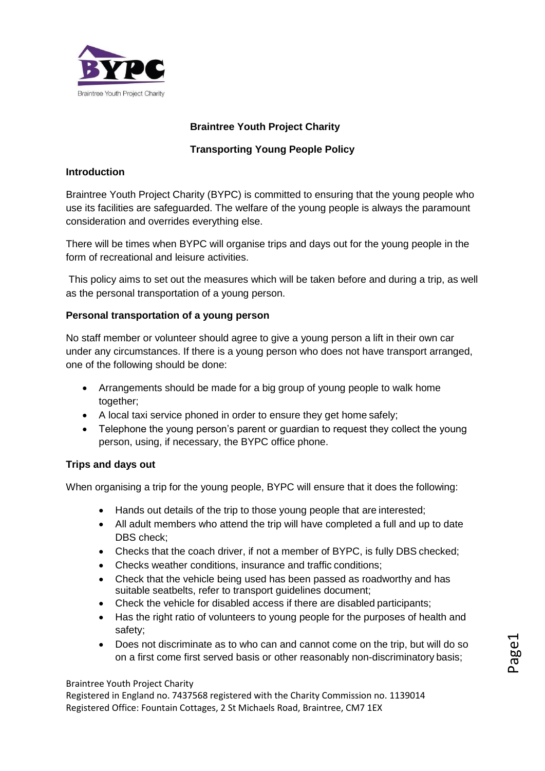**Braintree Youth Project Charity**

**Transporting Young People Policy**

**Introduction**

Braintree Youth Project Charity (BYPC) is committed to ensuring that the young people who use its facilities are safeguarded. The welfare of the young people is always the paramount consideration and overrides everything else.

There will be times when BYPC will organise trips and days out for the young people in the form of recreational and leisure activities.

This policy aims to set out the measures which will be taken before and during a trip, as well as the personal transportation of a young person.

**Personal transportation of a young person**

No staff member or volunteer should agree to give a young person a lift in their own car under any circumstances. If there is a young person who does not have transport arranged, one of the following should be done:

- Arrangements should be made for a big group of young people to walk home together;
- A local taxi service phoned in order to ensure they get home safely;
- Telephone the young person's parent or guardian to request they collect the young person, using, if necessary, the BYPC office phone.

**Trips and days out**

When organising a trip for the young people, BYPC will ensure that it does the following:

- Hands out details of the trip to those young people that are interested;
- All adult members who attend the trip will have completed a full and up to date DBS check;
- Checks that the coach driver, if not a member of BYPC, is fully DBS checked;
- Checks weather conditions, insurance and traffic conditions;
- Check that the vehicle being used has been passed as roadworthy and has suitable seatbelts, refer to transport guidelines document;
- Check the vehicle for disabled access if there are disabled participants;
- Has the right ratio of volunteers to young people for the purposes of health and safety;
- Does not discriminate as to who can and cannot come on the trip, but will do so on a first come first served basis or other reasonably non-discriminatory basis;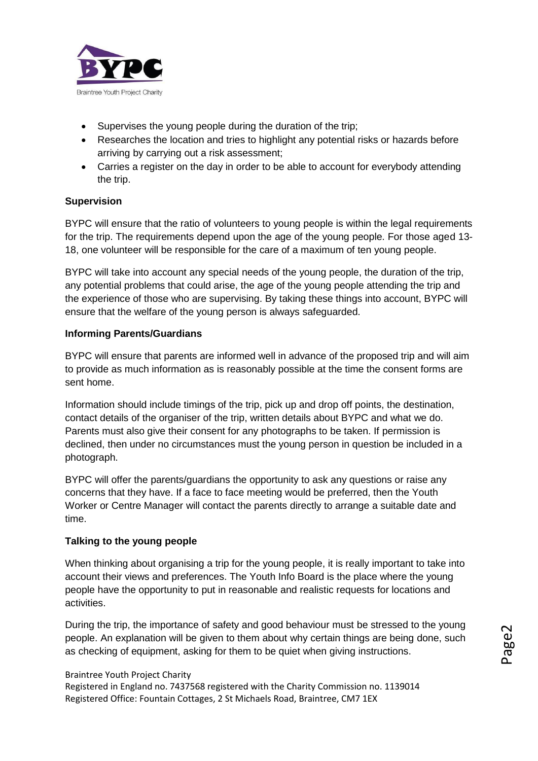- Supervises the young people during the duration of the trip;
- Researches the location and tries to highlight any potential risks or hazards before arriving by carrying out a risk assessment;
- Carries a register on the day in order to be able to account for everybody attending the trip.

**Supervision**

BYPC will ensure that the ratio of volunteers to young people is within the legal requirements for the trip. The requirements depend upon the age of the young people. For those aged 13-18, one volunteer will be responsible for the care of a maximum of ten young people.

BYPC will take into account any special needs of the young people, the duration of the trip, any potential problems that could arise, the age of the young people attending the trip and the experience of those who are supervising. By taking these things into account, BYPC will ensure that the welfare of the young person is always safeguarded.

**Informing Parents/Guardians**

BYPC will ensure that parents are informed well in advance of the proposed trip and will aim to provide as much information as is reasonably possible at the time the consent forms are sent home.

Information should include timings of the trip, pick up and drop off points, the destination, contact details of the organiser of the trip, written details about BYPC and what we do. Parents must also give their consent for any photographs to be taken. If permission is declined, then under no circumstances must the young person in question be included in a photograph.

BYPC will offer the parents/guardians the opportunity to ask any questions or raise any concerns that they have. If a face to face meeting would be preferred, then the Youth Worker or Centre Manager will contact the parents directly to arrange a suitable date and time.

**Talking to the young people**

When thinking about organising a trip for the young people, it is really important to take into account their views and preferences. The Youth Info Board is the place where the young people have the opportunity to put in reasonable and realistic requests for locations and activities.

During the trip, the importance of safety and good behaviour must be stressed to the young people. An explanation will be given to them about why certain things are being done, such as checking of equipment, asking for them to be quiet when giving instructions.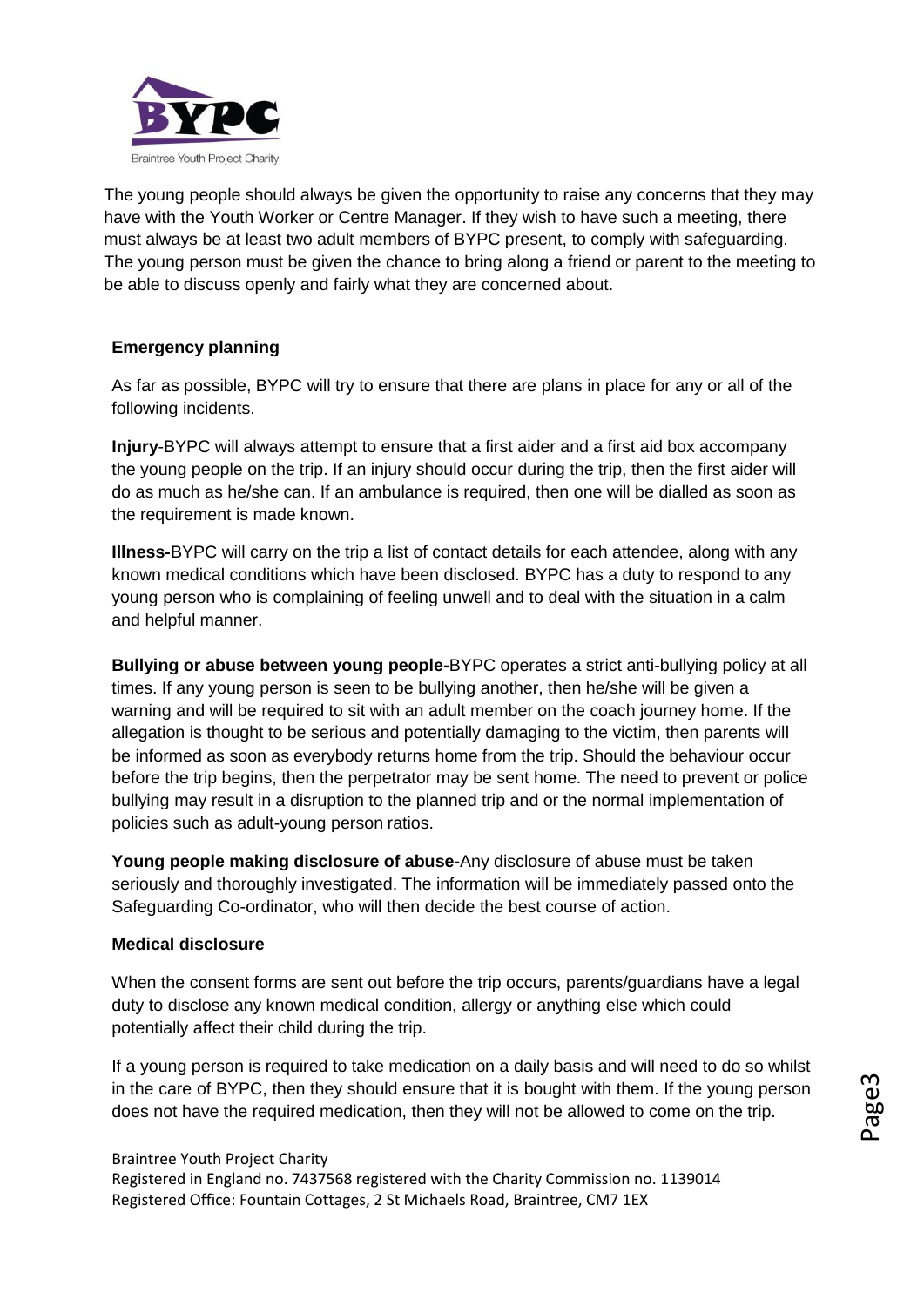The young people should always be given the opportunity to raise any concerns that they may have with the Youth Worker or Centre Manager. If they wish to have such a meeting, there must always be at least two adult members of BYPC present, to comply with safeguarding. The young person must be given the chance to bring along a friend or parent to the meeting to be able to discuss openly and fairly what they are concerned about.

**Emergency planning**

As far as possible, BYPC will try to ensure that there are plans in place for any or all of the following incidents.

**Injury**-BYPC will always attempt to ensure that a first aider and a first aid box accompany the young people on the trip. If an injury should occur during the trip, then the first aider will do as much as he/she can. If an ambulance is required, then one will be dialled as soon as the requirement is made known.

**Illness-**BYPC will carry on the trip a list of contact details for each attendee, along with any known medical conditions which have been disclosed. BYPC has a duty to respond to any young person who is complaining of feeling unwell and to deal with the situation in a calm and helpful manner.

**Bullying or abuse between young people-**BYPC operates a strict anti-bullying policy at all times. If any young person is seen to be bullying another, then he/she will be given a warning and will be required to sit with an adult member on the coach journey home. If the allegation is thought to be serious and potentially damaging to the victim, then parents will be informed as soon as everybody returns home from the trip. Should the behaviour occur before the trip begins, then the perpetrator may be sent home. The need to prevent or police bullying may result in a disruption to the planned trip and or the normal implementation of policies such as adult-young person ratios.

**Young people making disclosure of abuse-**Any disclosure of abuse must be taken seriously and thoroughly investigated. The information will be immediately passed onto the Safeguarding Co-ordinator, who will then decide the best course of action.

**Medical disclosure**

When the consent forms are sent out before the trip occurs, parents/guardians have a legal duty to disclose any known medical condition, allergy or anything else which could potentially affect their child during the trip.

If a young person is required to take medication on a daily basis and will need to do so whilst in the care of BYPC, then they should ensure that it is bought with them. If the young person does not have the required medication, then they will not be allowed to come on the trip.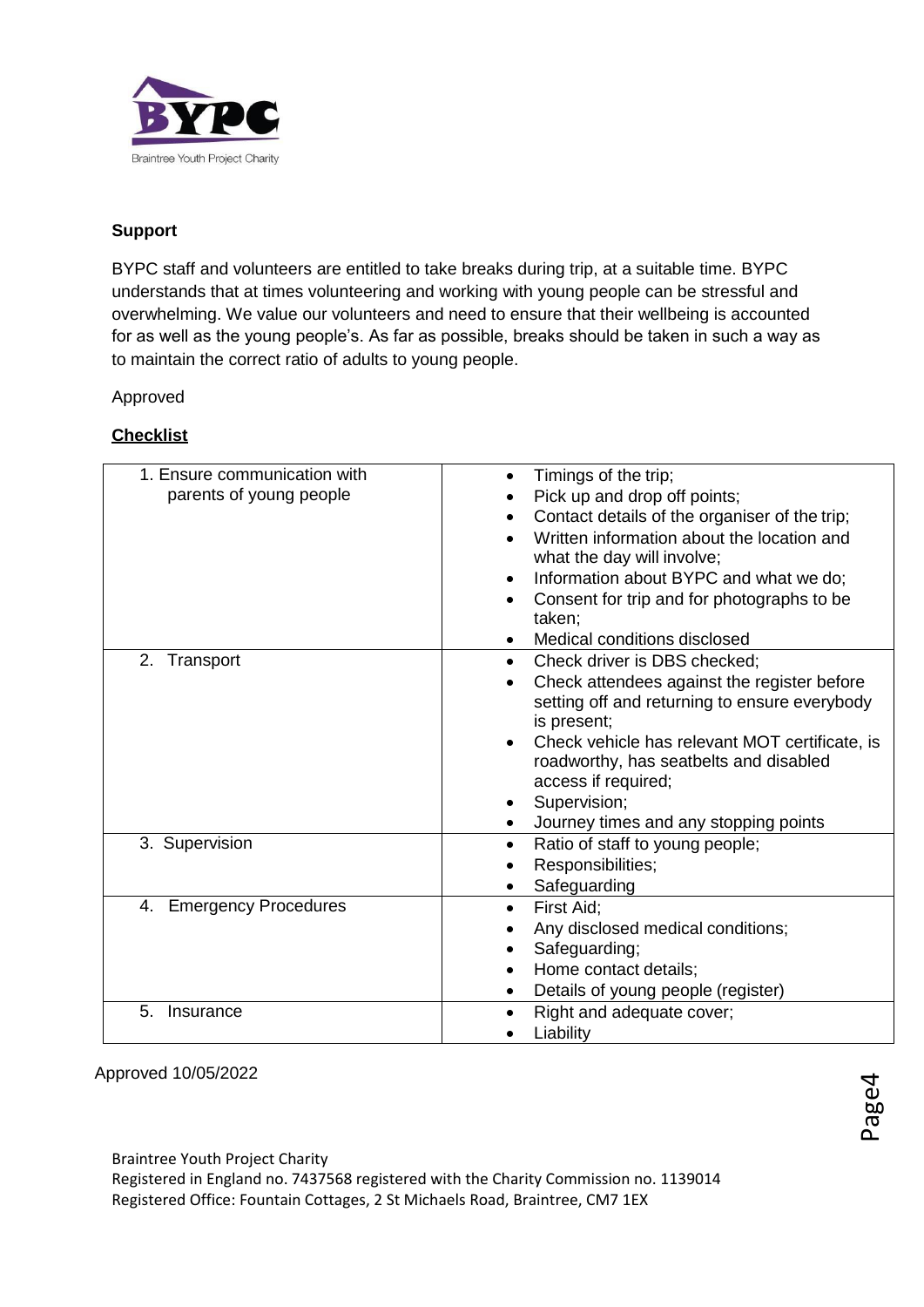**Support**

BYPC staff and volunteers are entitled to take breaks during trip, at a suitable time. BYPC understands that at times volunteering and working with young people can be stressful and overwhelming. We value our volunteers and need to ensure that their wellbeing is accounted for as well as the young people's. As far as possible, breaks should be taken in such a way as to maintain the correct ratio of adults to young people.

Approved

**Checklist**

| | |
|---|---|
| 1. Ensure communication with parents of young people | • Timings of the trip;<br>• Pick up and drop off points;<br>• Contact details of the organiser of the trip;<br>• Written information about the location and what the day will involve;<br>• Information about BYPC and what we do;<br>• Consent for trip and for photographs to be taken;<br>• Medical conditions disclosed |
| 2. Transport | • Check driver is DBS checked;<br>• Check attendees against the register before setting off and returning to ensure everybody is present;<br>• Check vehicle has relevant MOT certificate, is roadworthy, has seatbelts and disabled access if required;<br>• Supervision;<br>• Journey times and any stopping points |
| 3. Supervision | • Ratio of staff to young people;<br>• Responsibilities;<br>• Safeguarding |
| 4. Emergency Procedures | • First Aid;<br>• Any disclosed medical conditions;<br>• Safeguarding;<br>• Home contact details;<br>• Details of young people (register) |
| 5. Insurance | • Right and adequate cover;<br>• Liability |

Approved 10/05/2022

Braintree Youth Project Charity
Registered in England no. 7437568 registered with the Charity Commission no. 1139014
Registered Office: Fountain Cottages, 2 St Michaels Road, Braintree, CM7 1EX